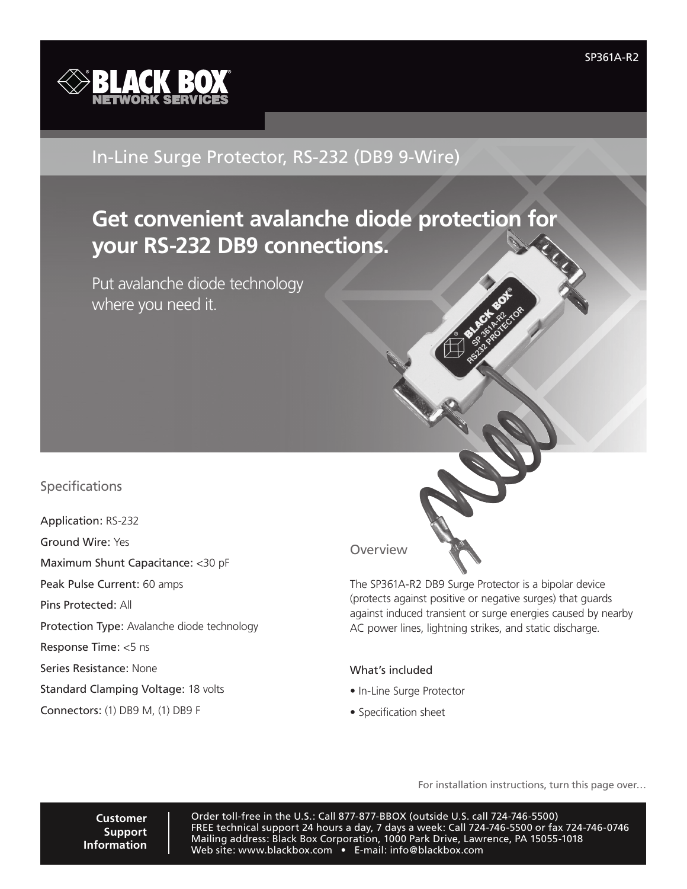SP361A-R2

# In-Line Surge Protector, RS-232 (DB9 9-Wire)

## Get convenient avalanche diode protection for your RS-232 DB9 connections.

Put avalanche diode technology where you need it.

### Specifications

Application: RS-232

Ground Wire: Yes

Maximum Shunt Capacitance: <30 pF

Peak Pulse Current: 60 amps

Pins Protected: All

Protection Type: Avalanche diode technology

Response Time: <5 ns

Series Resistance: None

Standard Clamping Voltage: 18 volts

Connectors: (1) DB9 M, (1) DB9 F

### Overview

The SP361A-R2 DB9 Surge Protector is a bipolar device (protects against positive or negative surges) that guards against induced transient or surge energies caused by nearby AC power lines, lightning strikes, and static discharge.

#### What's included

- In-Line Surge Protector
- Specification sheet

For installation instructions, turn this page over…

**Customer Support Information**

Order toll-free in the U.S.: Call 877-877-BBOX (outside U.S. call 724-746-5500)
FREE technical support 24 hours a day, 7 days a week: Call 724-746-5500 or fax 724-746-0746
Mailing address: Black Box Corporation, 1000 Park Drive, Lawrence, PA 15055-1018
Web site: www.blackbox.com • E-mail: info@blackbox.com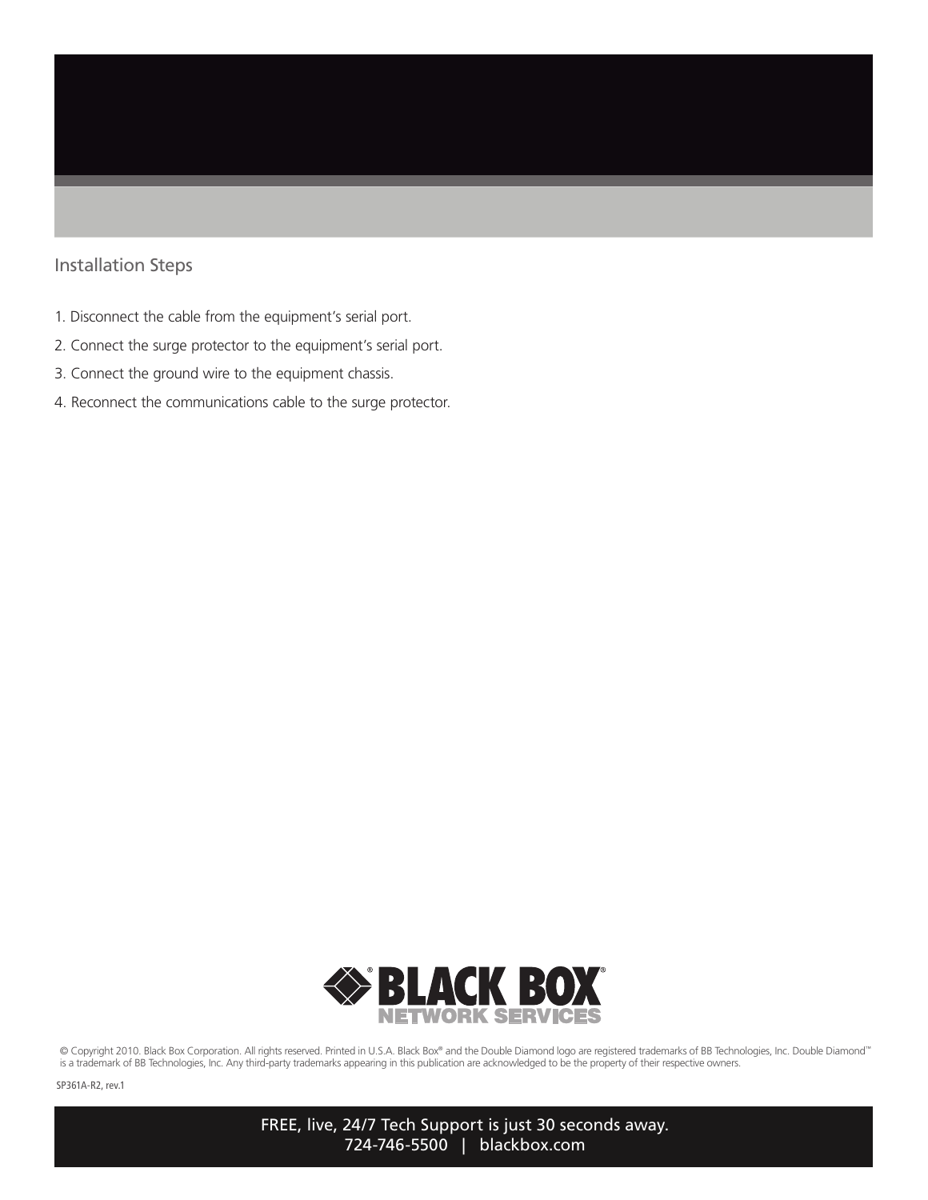## Installation Steps

1. Disconnect the cable from the equipment's serial port.
2. Connect the surge protector to the equipment's serial port.
3. Connect the ground wire to the equipment chassis.
4. Reconnect the communications cable to the surge protector.

BLACK BOX® NETWORK SERVICES

© Copyright 2010. Black Box Corporation. All rights reserved. Printed in U.S.A. Black Box® and the Double Diamond logo are registered trademarks of BB Technologies, Inc. Double Diamond™ is a trademark of BB Technologies, Inc. Any third-party trademarks appearing in this publication are acknowledged to be the property of their respective owners.

SP361A-R2, rev.1

FREE, live, 24/7 Tech Support is just 30 seconds away.
724-746-5500 | blackbox.com